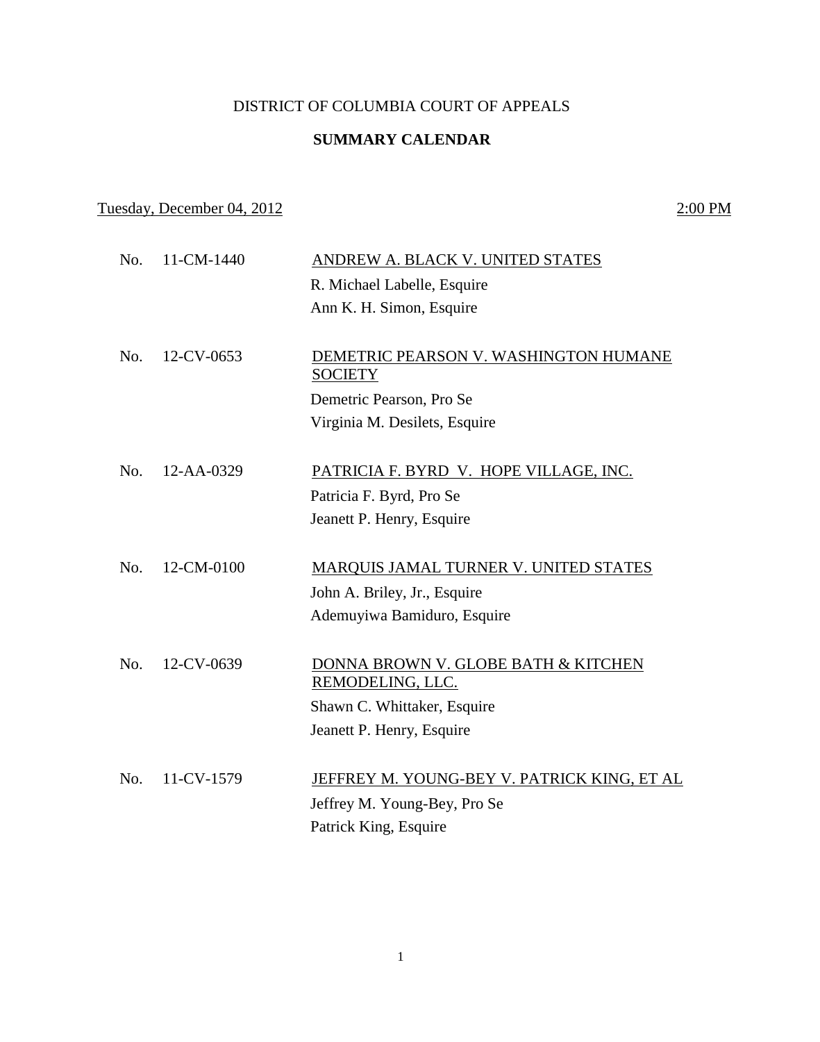# DISTRICT OF COLUMBIA COURT OF APPEALS

## SUMMARY CALENDAR

Tuesday, December 04, 2012 | 2:00 PM

No. 11-CM-1440 — ANDREW A. BLACK V. UNITED STATES
R. Michael Labelle, Esquire
Ann K. H. Simon, Esquire

No. 12-CV-0653 — DEMETRIC PEARSON V. WASHINGTON HUMANE SOCIETY
Demetric Pearson, Pro Se
Virginia M. Desilets, Esquire

No. 12-AA-0329 — PATRICIA F. BYRD V. HOPE VILLAGE, INC.
Patricia F. Byrd, Pro Se
Jeanett P. Henry, Esquire

No. 12-CM-0100 — MARQUIS JAMAL TURNER V. UNITED STATES
John A. Briley, Jr., Esquire
Ademuyiwa Bamiduro, Esquire

No. 12-CV-0639 — DONNA BROWN V. GLOBE BATH & KITCHEN REMODELING, LLC.
Shawn C. Whittaker, Esquire
Jeanett P. Henry, Esquire

No. 11-CV-1579 — JEFFREY M. YOUNG-BEY V. PATRICK KING, ET AL
Jeffrey M. Young-Bey, Pro Se
Patrick King, Esquire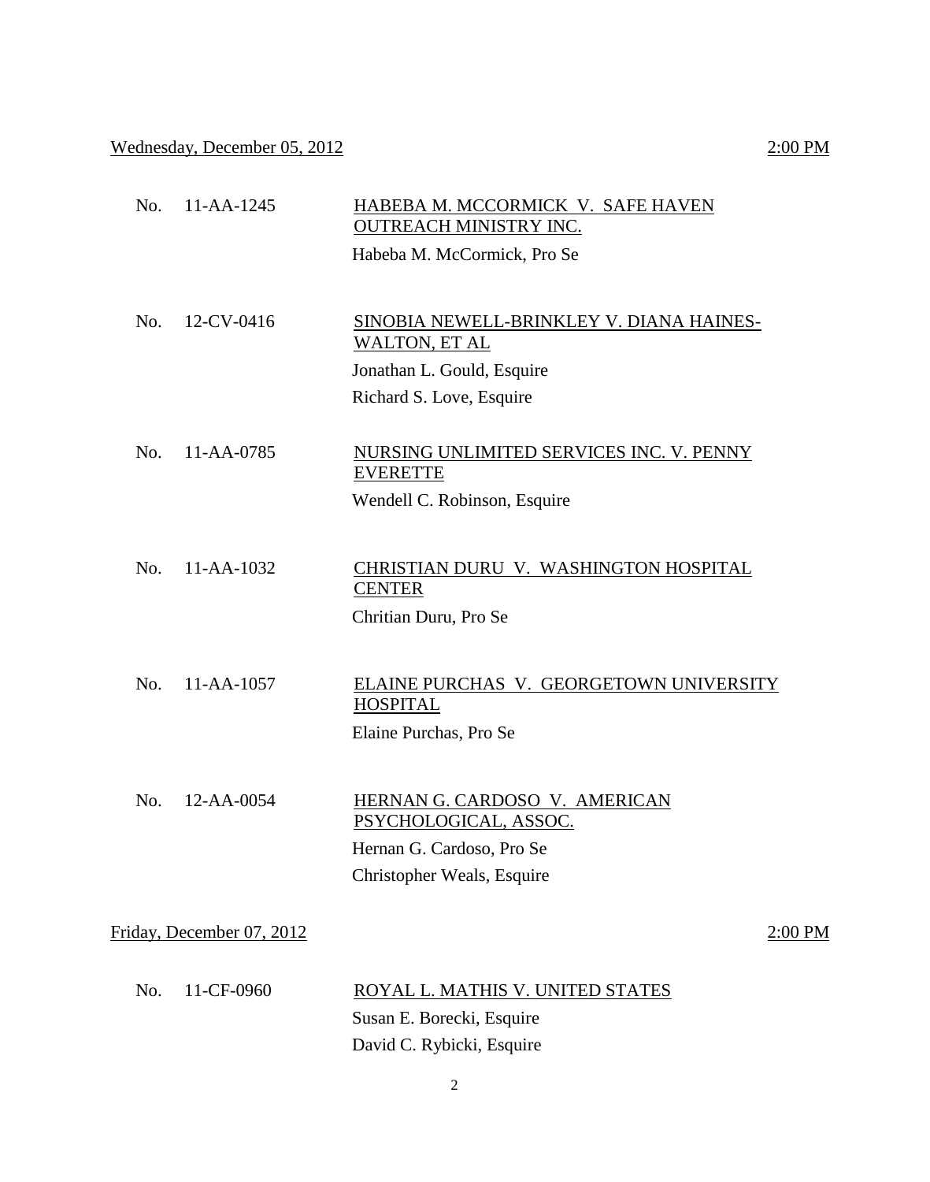Wednesday, December 05, 2012 2:00 PM

No. 11-AA-1245 HABEBA M. MCCORMICK V. SAFE HAVEN OUTREACH MINISTRY INC.

Habeba M. McCormick, Pro Se

No. 12-CV-0416 SINOBIA NEWELL-BRINKLEY V. DIANA HAINES-WALTON, ET AL

Jonathan L. Gould, Esquire

Richard S. Love, Esquire

No. 11-AA-0785 NURSING UNLIMITED SERVICES INC. V. PENNY EVERETTE

Wendell C. Robinson, Esquire

No. 11-AA-1032 CHRISTIAN DURU V. WASHINGTON HOSPITAL CENTER

Chritian Duru, Pro Se

No. 11-AA-1057 ELAINE PURCHAS V. GEORGETOWN UNIVERSITY HOSPITAL

Elaine Purchas, Pro Se

No. 12-AA-0054 HERNAN G. CARDOSO V. AMERICAN PSYCHOLOGICAL, ASSOC.

Hernan G. Cardoso, Pro Se

Christopher Weals, Esquire

Friday, December 07, 2012 2:00 PM

No. 11-CF-0960 ROYAL L. MATHIS V. UNITED STATES

Susan E. Borecki, Esquire

David C. Rybicki, Esquire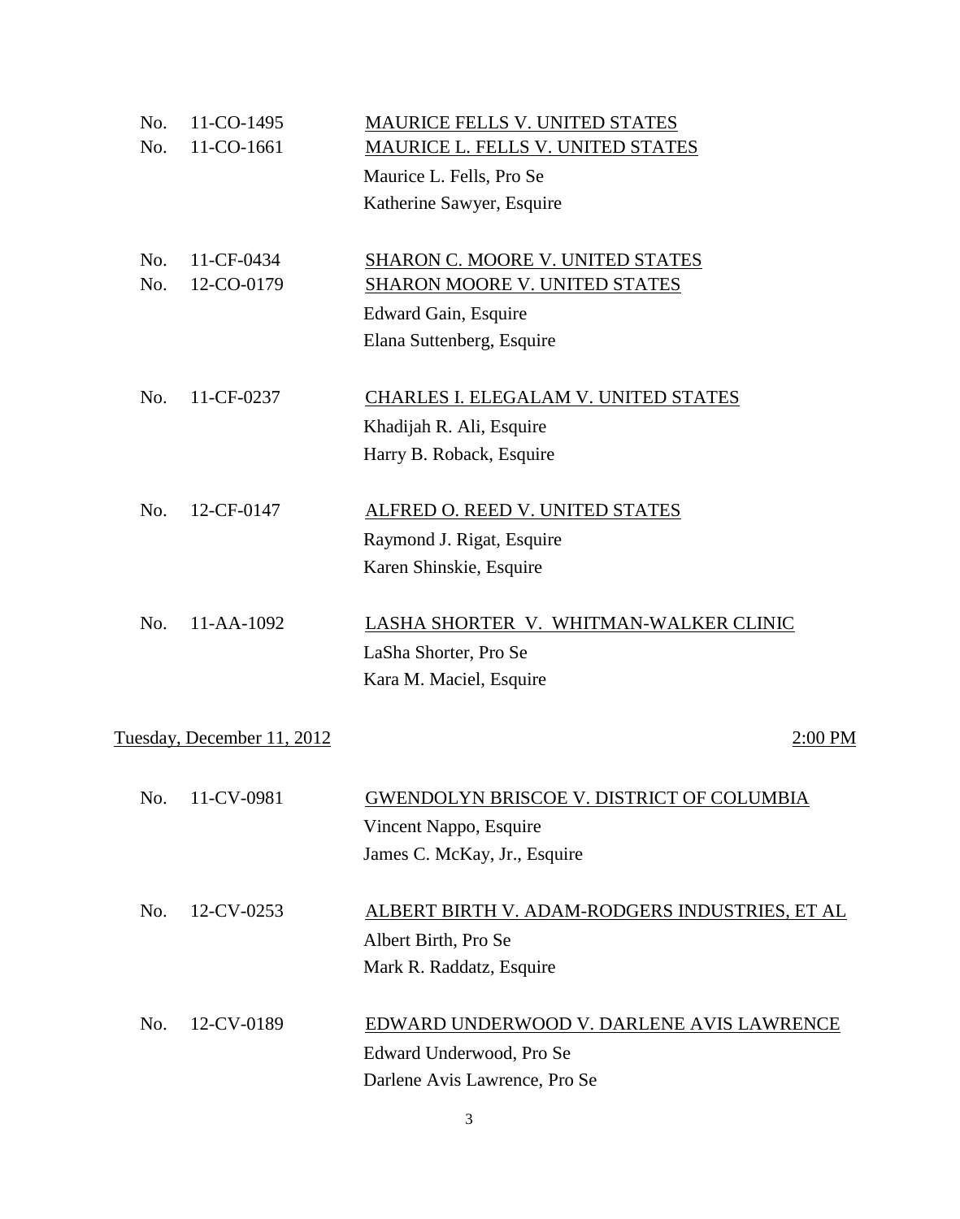No. 11-CO-1495 MAURICE FELLS V. UNITED STATES
No. 11-CO-1661 MAURICE L. FELLS V. UNITED STATES

Maurice L. Fells, Pro Se
Katherine Sawyer, Esquire

No. 11-CF-0434 SHARON C. MOORE V. UNITED STATES
No. 12-CO-0179 SHARON MOORE V. UNITED STATES

Edward Gain, Esquire
Elana Suttenberg, Esquire

No. 11-CF-0237 CHARLES I. ELEGALAM V. UNITED STATES

Khadijah R. Ali, Esquire
Harry B. Roback, Esquire

No. 12-CF-0147 ALFRED O. REED V. UNITED STATES

Raymond J. Rigat, Esquire
Karen Shinskie, Esquire

No. 11-AA-1092 LASHA SHORTER V. WHITMAN-WALKER CLINIC

LaSha Shorter, Pro Se
Kara M. Maciel, Esquire

Tuesday, December 11, 2012 2:00 PM

No. 11-CV-0981 GWENDOLYN BRISCOE V. DISTRICT OF COLUMBIA

Vincent Nappo, Esquire
James C. McKay, Jr., Esquire

No. 12-CV-0253 ALBERT BIRTH V. ADAM-RODGERS INDUSTRIES, ET AL

Albert Birth, Pro Se
Mark R. Raddatz, Esquire

No. 12-CV-0189 EDWARD UNDERWOOD V. DARLENE AVIS LAWRENCE

Edward Underwood, Pro Se
Darlene Avis Lawrence, Pro Se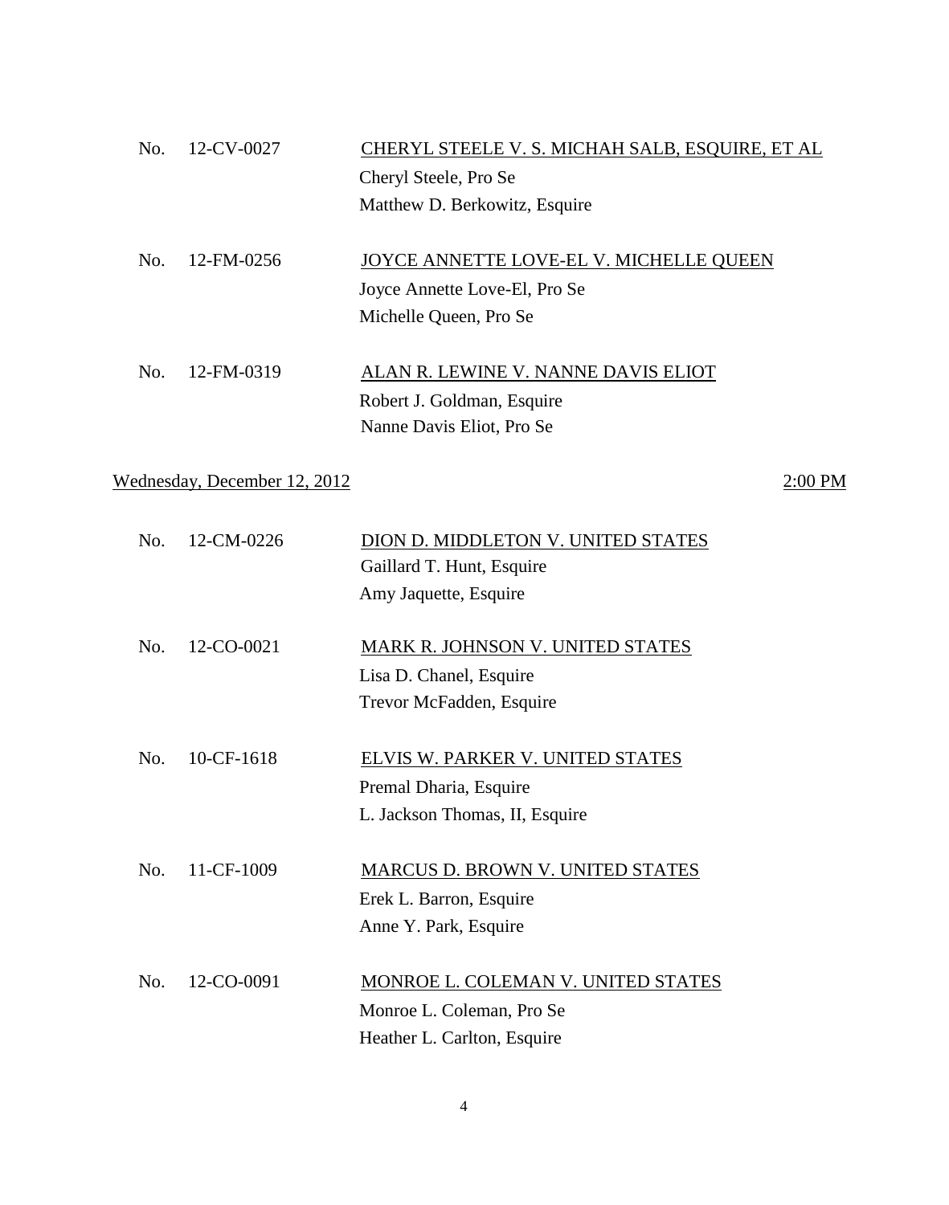No. 12-CV-0027 <u>CHERYL STEELE V. S. MICHAH SALB, ESQUIRE, ET AL</u>
Cheryl Steele, Pro Se
Matthew D. Berkowitz, Esquire

No. 12-FM-0256 <u>JOYCE ANNETTE LOVE-EL V. MICHELLE QUEEN</u>
Joyce Annette Love-El, Pro Se
Michelle Queen, Pro Se

No. 12-FM-0319 <u>ALAN R. LEWINE V. NANNE DAVIS ELIOT</u>
Robert J. Goldman, Esquire
Nanne Davis Eliot, Pro Se

<u>Wednesday, December 12, 2012</u> <u>2:00 PM</u>

No. 12-CM-0226 <u>DION D. MIDDLETON V. UNITED STATES</u>
Gaillard T. Hunt, Esquire
Amy Jaquette, Esquire

No. 12-CO-0021 <u>MARK R. JOHNSON V. UNITED STATES</u>
Lisa D. Chanel, Esquire
Trevor McFadden, Esquire

No. 10-CF-1618 <u>ELVIS W. PARKER V. UNITED STATES</u>
Premal Dharia, Esquire
L. Jackson Thomas, II, Esquire

No. 11-CF-1009 <u>MARCUS D. BROWN V. UNITED STATES</u>
Erek L. Barron, Esquire
Anne Y. Park, Esquire

No. 12-CO-0091 <u>MONROE L. COLEMAN V. UNITED STATES</u>
Monroe L. Coleman, Pro Se
Heather L. Carlton, Esquire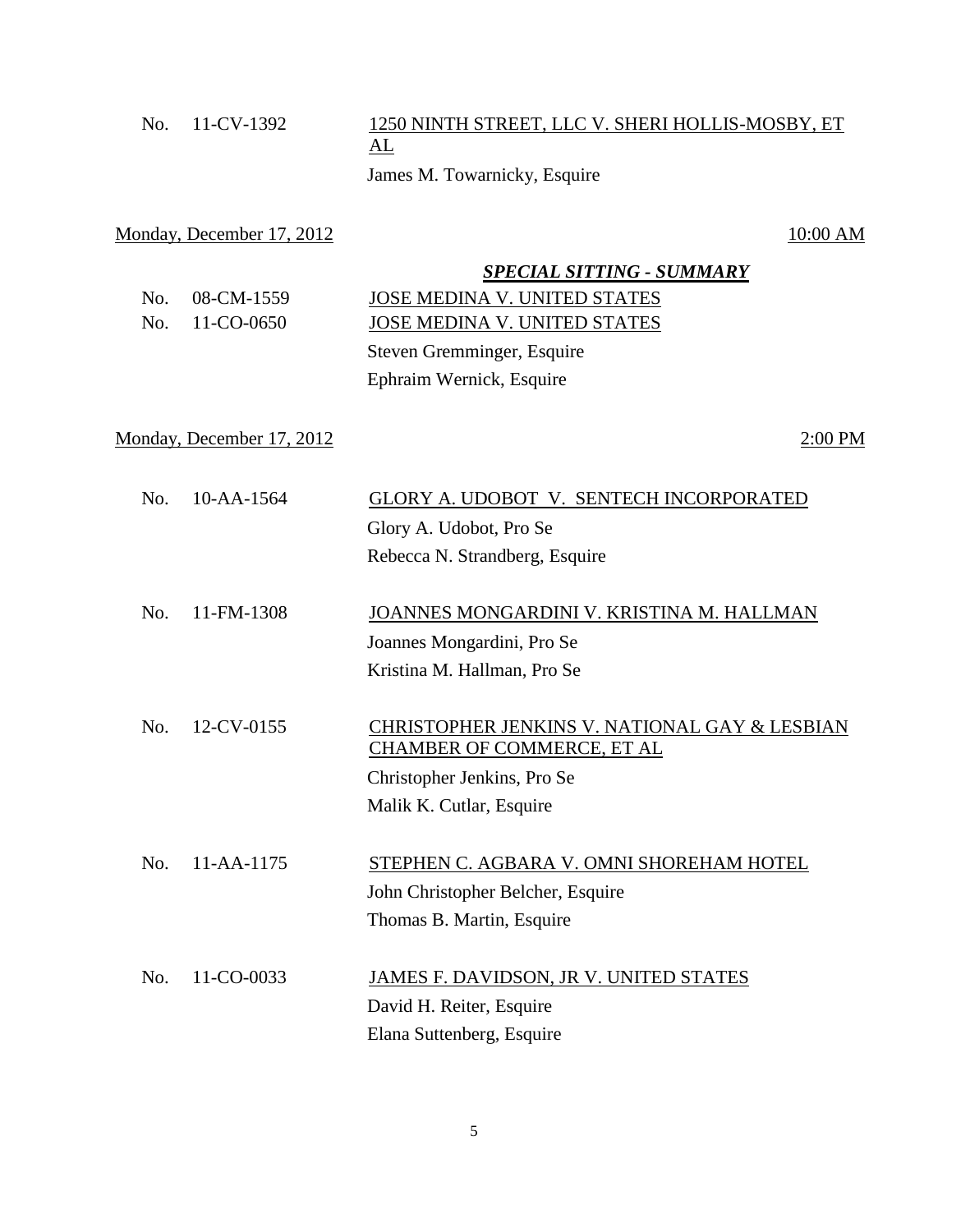No. 11-CV-1392 — <u>1250 NINTH STREET, LLC V. SHERI HOLLIS-MOSBY, ET AL</u>

James M. Towarnicky, Esquire

<u>Monday, December 17, 2012</u> — <u>10:00 AM</u>

***<u>SPECIAL SITTING - SUMMARY</u>***

No. 08-CM-1559 — <u>JOSE MEDINA V. UNITED STATES</u>

No. 11-CO-0650 — <u>JOSE MEDINA V. UNITED STATES</u>

Steven Gremminger, Esquire

Ephraim Wernick, Esquire

<u>Monday, December 17, 2012</u> — <u>2:00 PM</u>

No. 10-AA-1564 — <u>GLORY A. UDOBOT V. SENTECH INCORPORATED</u>

Glory A. Udobot, Pro Se

Rebecca N. Strandberg, Esquire

No. 11-FM-1308 — <u>JOANNES MONGARDINI V. KRISTINA M. HALLMAN</u>

Joannes Mongardini, Pro Se

Kristina M. Hallman, Pro Se

No. 12-CV-0155 — <u>CHRISTOPHER JENKINS V. NATIONAL GAY & LESBIAN CHAMBER OF COMMERCE, ET AL</u>

Christopher Jenkins, Pro Se

Malik K. Cutlar, Esquire

No. 11-AA-1175 — <u>STEPHEN C. AGBARA V. OMNI SHOREHAM HOTEL</u>

John Christopher Belcher, Esquire

Thomas B. Martin, Esquire

No. 11-CO-0033 — <u>JAMES F. DAVIDSON, JR V. UNITED STATES</u>

David H. Reiter, Esquire

Elana Suttenberg, Esquire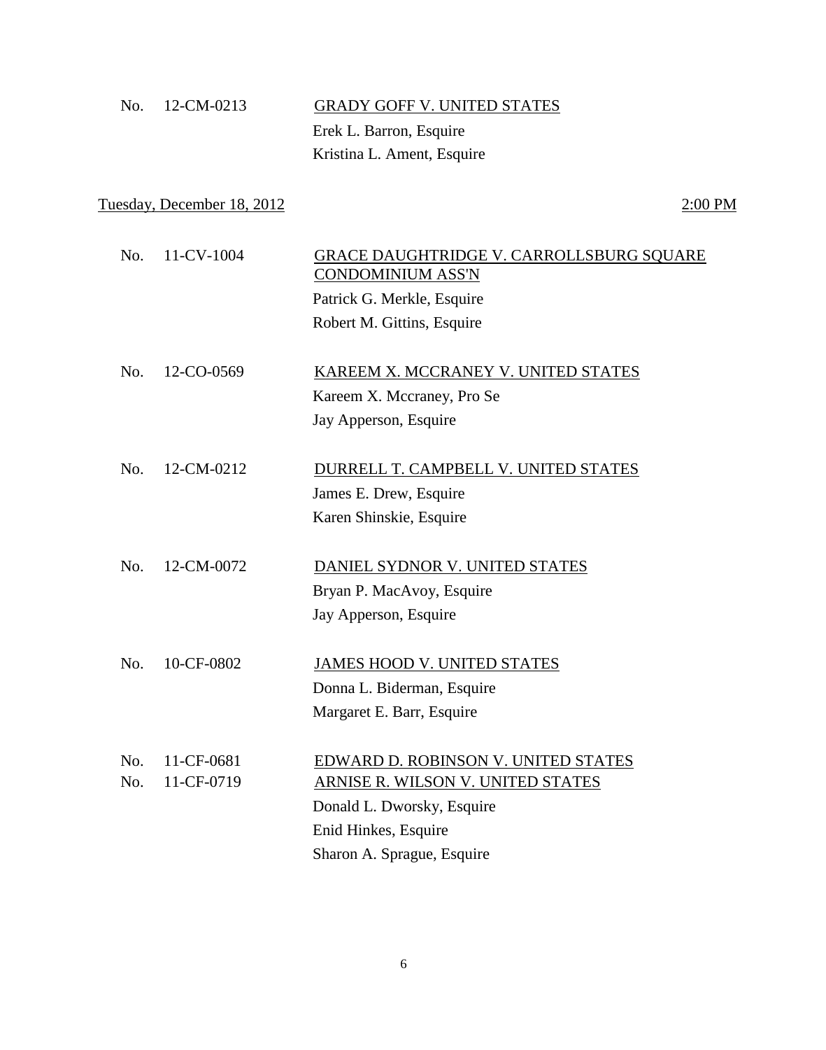No. 12-CM-0213 — GRADY GOFF V. UNITED STATES

Erek L. Barron, Esquire
Kristina L. Ament, Esquire

Tuesday, December 18, 2012 — 2:00 PM

No. 11-CV-1004 — GRACE DAUGHTRIDGE V. CARROLLSBURG SQUARE CONDOMINIUM ASS'N

Patrick G. Merkle, Esquire
Robert M. Gittins, Esquire

No. 12-CO-0569 — KAREEM X. MCCRANEY V. UNITED STATES

Kareem X. Mccraney, Pro Se
Jay Apperson, Esquire

No. 12-CM-0212 — DURRELL T. CAMPBELL V. UNITED STATES

James E. Drew, Esquire
Karen Shinskie, Esquire

No. 12-CM-0072 — DANIEL SYDNOR V. UNITED STATES

Bryan P. MacAvoy, Esquire
Jay Apperson, Esquire

No. 10-CF-0802 — JAMES HOOD V. UNITED STATES

Donna L. Biderman, Esquire
Margaret E. Barr, Esquire

No. 11-CF-0681 — EDWARD D. ROBINSON V. UNITED STATES
No. 11-CF-0719 — ARNISE R. WILSON V. UNITED STATES

Donald L. Dworsky, Esquire
Enid Hinkes, Esquire
Sharon A. Sprague, Esquire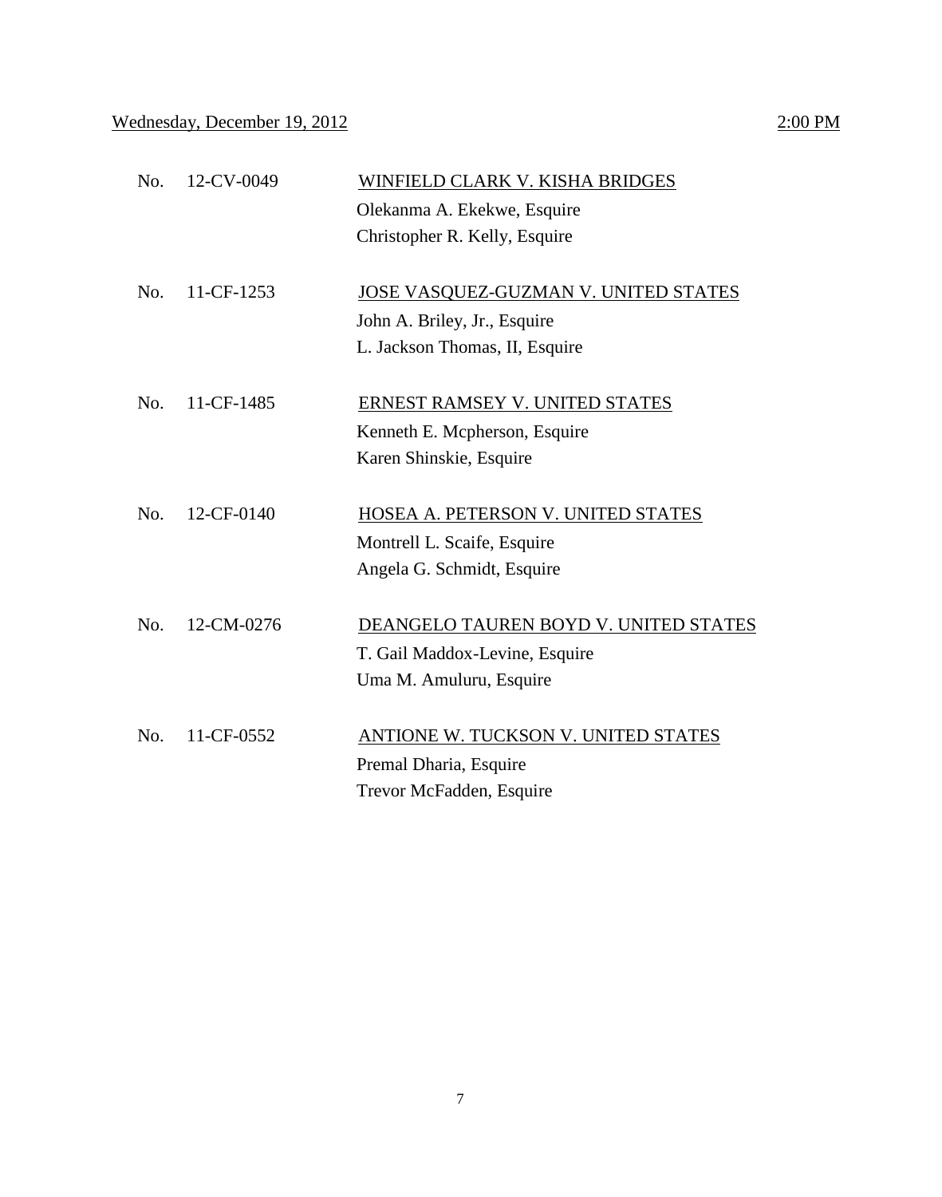Wednesday, December 19, 2012 2:00 PM

No. 12-CV-0049 WINFIELD CLARK V. KISHA BRIDGES
Olekanma A. Ekekwe, Esquire
Christopher R. Kelly, Esquire

No. 11-CF-1253 JOSE VASQUEZ-GUZMAN V. UNITED STATES
John A. Briley, Jr., Esquire
L. Jackson Thomas, II, Esquire

No. 11-CF-1485 ERNEST RAMSEY V. UNITED STATES
Kenneth E. Mcpherson, Esquire
Karen Shinskie, Esquire

No. 12-CF-0140 HOSEA A. PETERSON V. UNITED STATES
Montrell L. Scaife, Esquire
Angela G. Schmidt, Esquire

No. 12-CM-0276 DEANGELO TAUREN BOYD V. UNITED STATES
T. Gail Maddox-Levine, Esquire
Uma M. Amuluru, Esquire

No. 11-CF-0552 ANTIONE W. TUCKSON V. UNITED STATES
Premal Dharia, Esquire
Trevor McFadden, Esquire